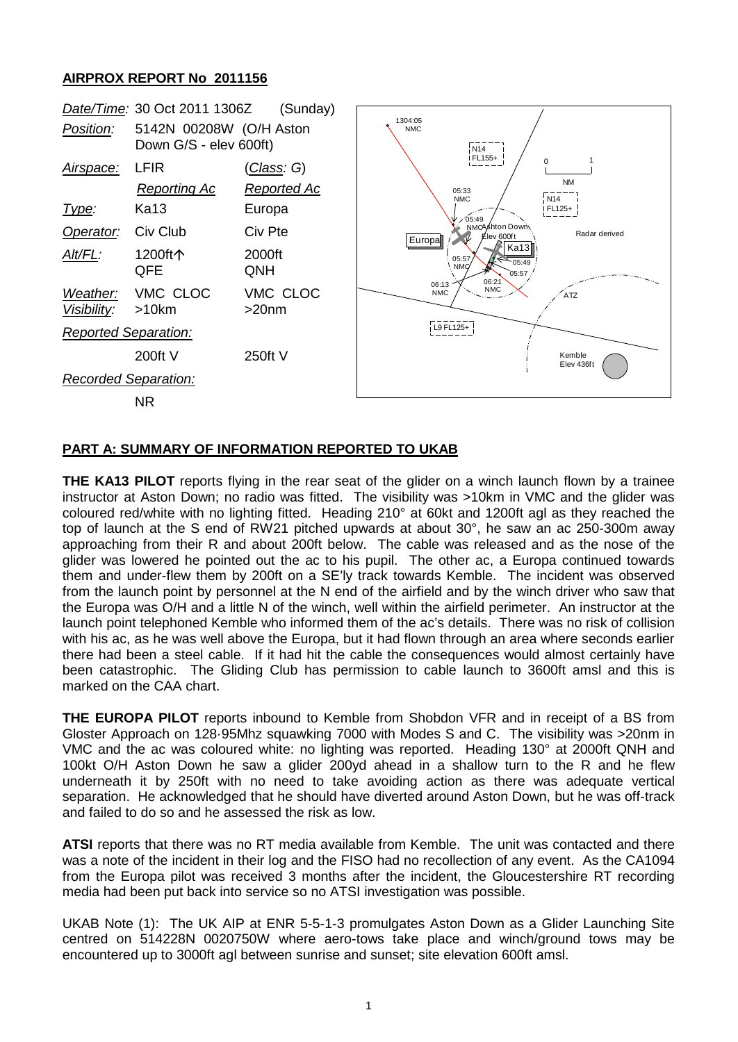## AIRPROX REPORT No 2011156

| | | |
|---|---|---|
| *Date/Time:* | 30 Oct 2011 1306Z | (Sunday) |
| *Position:* | 5142N 00208W (O/H Aston Down G/S - elev 600ft) | |
| *Airspace:* | LFIR | (*Class*: G) |
| | *Reporting Ac* | *Reported Ac* |
| *Type:* | Ka13 | Europa |
| *Operator:* | Civ Club | Civ Pte |
| *Alt/FL:* | 1200ft↑ QFE | 2000ft QNH |
| *Weather:* | VMC CLOC | VMC CLOC |
| *Visibility:* | >10km | >20nm |
| *Reported Separation:* | | |
| | 200ft V | 250ft V |
| *Recorded Separation:* | | |
| | NR | |

## PART A: SUMMARY OF INFORMATION REPORTED TO UKAB

**THE KA13 PILOT** reports flying in the rear seat of the glider on a winch launch flown by a trainee instructor at Aston Down; no radio was fitted. The visibility was >10km in VMC and the glider was coloured red/white with no lighting fitted. Heading 210° at 60kt and 1200ft agl as they reached the top of launch at the S end of RW21 pitched upwards at about 30°, he saw an ac 250-300m away approaching from their R and about 200ft below. The cable was released and as the nose of the glider was lowered he pointed out the ac to his pupil. The other ac, a Europa continued towards them and under-flew them by 200ft on a SE'ly track towards Kemble. The incident was observed from the launch point by personnel at the N end of the airfield and by the winch driver who saw that the Europa was O/H and a little N of the winch, well within the airfield perimeter. An instructor at the launch point telephoned Kemble who informed them of the ac's details. There was no risk of collision with his ac, as he was well above the Europa, but it had flown through an area where seconds earlier there had been a steel cable. If it had hit the cable the consequences would almost certainly have been catastrophic. The Gliding Club has permission to cable launch to 3600ft amsl and this is marked on the CAA chart.

**THE EUROPA PILOT** reports inbound to Kemble from Shobdon VFR and in receipt of a BS from Gloster Approach on 128·95Mhz squawking 7000 with Modes S and C. The visibility was >20nm in VMC and the ac was coloured white: no lighting was reported. Heading 130° at 2000ft QNH and 100kt O/H Aston Down he saw a glider 200yd ahead in a shallow turn to the R and he flew underneath it by 250ft with no need to take avoiding action as there was adequate vertical separation. He acknowledged that he should have diverted around Aston Down, but he was off-track and failed to do so and he assessed the risk as low.

**ATSI** reports that there was no RT media available from Kemble. The unit was contacted and there was a note of the incident in their log and the FISO had no recollection of any event. As the CA1094 from the Europa pilot was received 3 months after the incident, the Gloucestershire RT recording media had been put back into service so no ATSI investigation was possible.

UKAB Note (1): The UK AIP at ENR 5-5-1-3 promulgates Aston Down as a Glider Launching Site centred on 514228N 0020750W where aero-tows take place and winch/ground tows may be encountered up to 3000ft agl between sunrise and sunset; site elevation 600ft amsl.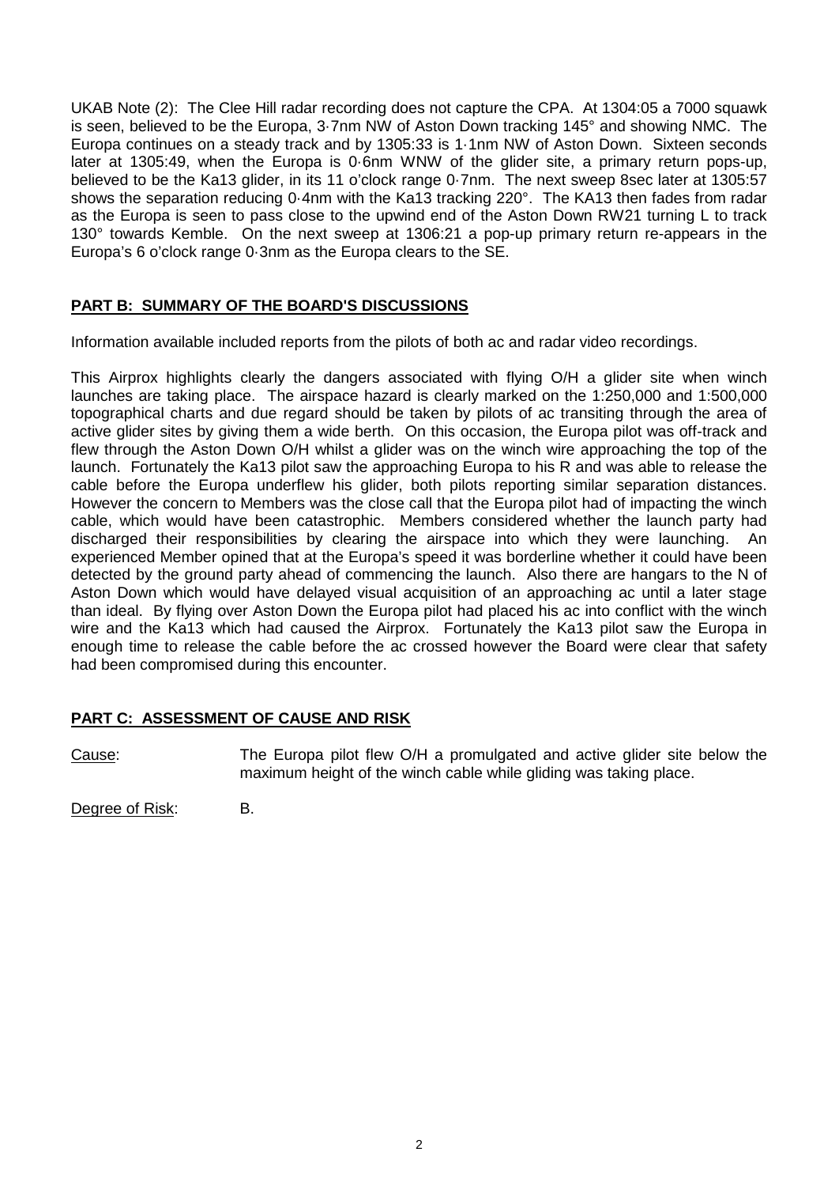UKAB Note (2): The Clee Hill radar recording does not capture the CPA. At 1304:05 a 7000 squawk is seen, believed to be the Europa, 3·7nm NW of Aston Down tracking 145° and showing NMC. The Europa continues on a steady track and by 1305:33 is 1·1nm NW of Aston Down. Sixteen seconds later at 1305:49, when the Europa is 0·6nm WNW of the glider site, a primary return pops-up, believed to be the Ka13 glider, in its 11 o'clock range 0·7nm. The next sweep 8sec later at 1305:57 shows the separation reducing 0·4nm with the Ka13 tracking 220°. The KA13 then fades from radar as the Europa is seen to pass close to the upwind end of the Aston Down RW21 turning L to track 130° towards Kemble. On the next sweep at 1306:21 a pop-up primary return re-appears in the Europa's 6 o'clock range 0·3nm as the Europa clears to the SE.

## PART B: SUMMARY OF THE BOARD'S DISCUSSIONS

Information available included reports from the pilots of both ac and radar video recordings.

This Airprox highlights clearly the dangers associated with flying O/H a glider site when winch launches are taking place. The airspace hazard is clearly marked on the 1:250,000 and 1:500,000 topographical charts and due regard should be taken by pilots of ac transiting through the area of active glider sites by giving them a wide berth. On this occasion, the Europa pilot was off-track and flew through the Aston Down O/H whilst a glider was on the winch wire approaching the top of the launch. Fortunately the Ka13 pilot saw the approaching Europa to his R and was able to release the cable before the Europa underflew his glider, both pilots reporting similar separation distances. However the concern to Members was the close call that the Europa pilot had of impacting the winch cable, which would have been catastrophic. Members considered whether the launch party had discharged their responsibilities by clearing the airspace into which they were launching. An experienced Member opined that at the Europa's speed it was borderline whether it could have been detected by the ground party ahead of commencing the launch. Also there are hangars to the N of Aston Down which would have delayed visual acquisition of an approaching ac until a later stage than ideal. By flying over Aston Down the Europa pilot had placed his ac into conflict with the winch wire and the Ka13 which had caused the Airprox. Fortunately the Ka13 pilot saw the Europa in enough time to release the cable before the ac crossed however the Board were clear that safety had been compromised during this encounter.

## PART C: ASSESSMENT OF CAUSE AND RISK

Cause: The Europa pilot flew O/H a promulgated and active glider site below the maximum height of the winch cable while gliding was taking place.

Degree of Risk: B.